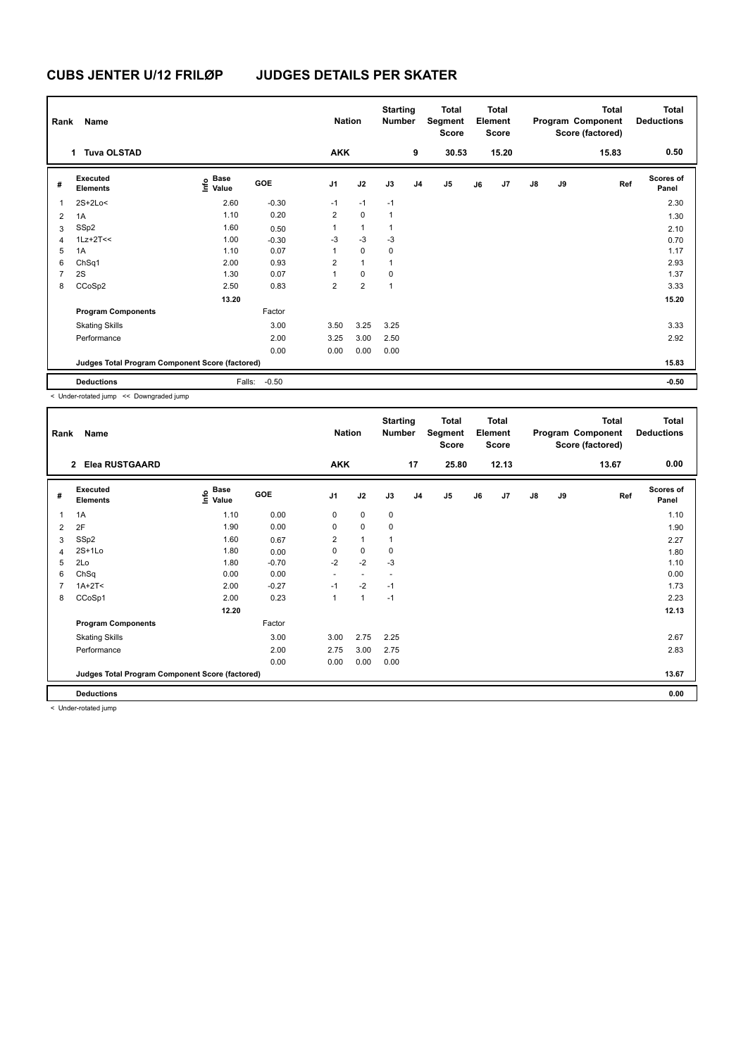# CUBS JENTER U/12 FRILØP JUDGES DETAILS PER SKATER

| Rank | Name | Nation | Starting Number | Total Segment Score | Total Element Score | Total Program Component Score (factored) | Total Deductions |
|---|---|---|---|---|---|---|---|
| 1 | Tuva OLSTAD | AKK | 9 | 30.53 | 15.20 | 15.83 | 0.50 |

| # | Executed Elements | Info | Base Value | GOE | J1 | J2 | J3 | J4 | J5 | J6 | J7 | J8 | J9 | Ref | Scores of Panel |
|---|---|---|---|---|---|---|---|---|---|---|---|---|---|---|---|
| 1 | 2S+2Lo< | | 2.60 | -0.30 | -1 | -1 | -1 | | | | | | | | 2.30 |
| 2 | 1A | | 1.10 | 0.20 | 2 | 0 | 1 | | | | | | | | 1.30 |
| 3 | SSp2 | | 1.60 | 0.50 | 1 | 1 | 1 | | | | | | | | 2.10 |
| 4 | 1Lz+2T<< | | 1.00 | -0.30 | -3 | -3 | -3 | | | | | | | | 0.70 |
| 5 | 1A | | 1.10 | 0.07 | 1 | 0 | 0 | | | | | | | | 1.17 |
| 6 | ChSq1 | | 2.00 | 0.93 | 2 | 1 | 1 | | | | | | | | 2.93 |
| 7 | 2S | | 1.30 | 0.07 | 1 | 0 | 0 | | | | | | | | 1.37 |
| 8 | CCoSp2 | | 2.50 | 0.83 | 2 | 2 | 1 | | | | | | | | 3.33 |
| | | | 13.20 | | | | | | | | | | | | 15.20 |
| | **Program Components** | | | Factor | | | | | | | | | | | |
| | Skating Skills | | | 3.00 | 3.50 | 3.25 | 3.25 | | | | | | | | 3.33 |
| | Performance | | | 2.00 | 3.25 | 3.00 | 2.50 | | | | | | | | 2.92 |
| | | | | 0.00 | 0.00 | 0.00 | 0.00 | | | | | | | | |
| | **Judges Total Program Component Score (factored)** | | | | | | | | | | | | | | 15.83 |
| | **Deductions** | | Falls: | -0.50 | | | | | | | | | | | -0.50 |

< Under-rotated jump << Downgraded jump

| Rank | Name | Nation | Starting Number | Total Segment Score | Total Element Score | Total Program Component Score (factored) | Total Deductions |
|---|---|---|---|---|---|---|---|
| 2 | Elea RUSTGAARD | AKK | 17 | 25.80 | 12.13 | 13.67 | 0.00 |

| # | Executed Elements | Info | Base Value | GOE | J1 | J2 | J3 | J4 | J5 | J6 | J7 | J8 | J9 | Ref | Scores of Panel |
|---|---|---|---|---|---|---|---|---|---|---|---|---|---|---|---|
| 1 | 1A | | 1.10 | 0.00 | 0 | 0 | 0 | | | | | | | | 1.10 |
| 2 | 2F | | 1.90 | 0.00 | 0 | 0 | 0 | | | | | | | | 1.90 |
| 3 | SSp2 | | 1.60 | 0.67 | 2 | 1 | 1 | | | | | | | | 2.27 |
| 4 | 2S+1Lo | | 1.80 | 0.00 | 0 | 0 | 0 | | | | | | | | 1.80 |
| 5 | 2Lo | | 1.80 | -0.70 | -2 | -2 | -3 | | | | | | | | 1.10 |
| 6 | ChSq | | 0.00 | 0.00 | - | - | - | | | | | | | | 0.00 |
| 7 | 1A+2T< | | 2.00 | -0.27 | -1 | -2 | -1 | | | | | | | | 1.73 |
| 8 | CCoSp1 | | 2.00 | 0.23 | 1 | 1 | -1 | | | | | | | | 2.23 |
| | | | 12.20 | | | | | | | | | | | | 12.13 |
| | **Program Components** | | | Factor | | | | | | | | | | | |
| | Skating Skills | | | 3.00 | 3.00 | 2.75 | 2.25 | | | | | | | | 2.67 |
| | Performance | | | 2.00 | 2.75 | 3.00 | 2.75 | | | | | | | | 2.83 |
| | | | | 0.00 | 0.00 | 0.00 | 0.00 | | | | | | | | |
| | **Judges Total Program Component Score (factored)** | | | | | | | | | | | | | | 13.67 |
| | **Deductions** | | | | | | | | | | | | | | 0.00 |

< Under-rotated jump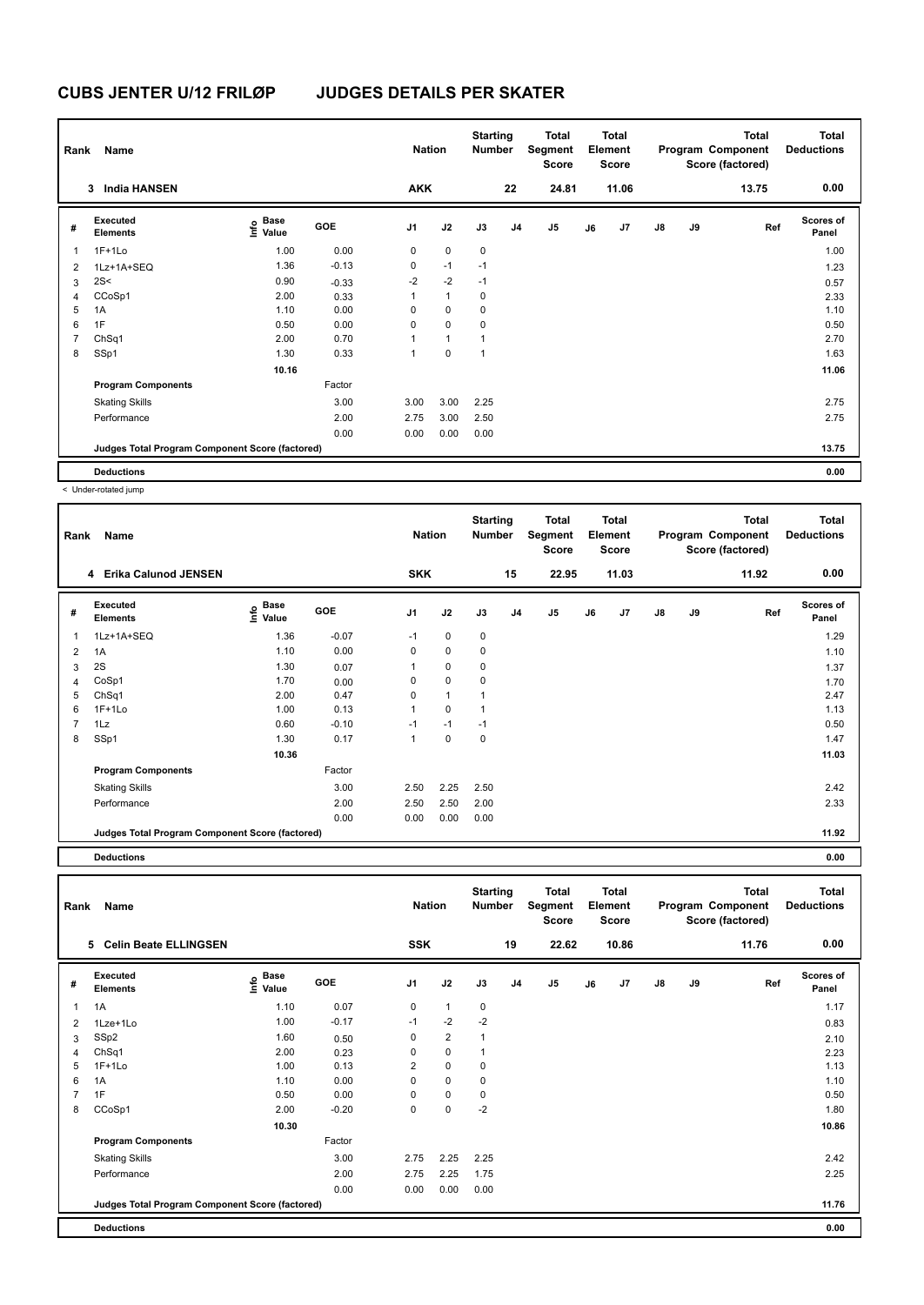# CUBS JENTER U/12 FRILØP JUDGES DETAILS PER SKATER

| Rank | Name | | | Nation | | Starting Number | | Total Segment Score | | Total Element Score | | | Total Program Component Score (factored) | | Total Deductions |
|---|---|---|---|---|---|---|---|---|---|---|---|---|---|---|---|
| 3 | India HANSEN | | | AKK | | 22 | | 24.81 | | 11.06 | | | 13.75 | | 0.00 |

| # | Executed Elements | Info | Base Value | GOE | J1 | J2 | J3 | J4 | J5 | J6 | J7 | J8 | J9 | Ref | Scores of Panel |
|---|---|---|---|---|---|---|---|---|---|---|---|---|---|---|---|
| 1 | 1F+1Lo | | 1.00 | 0.00 | 0 | 0 | 0 | | | | | | | | 1.00 |
| 2 | 1Lz+1A+SEQ | | 1.36 | -0.13 | 0 | -1 | -1 | | | | | | | | 1.23 |
| 3 | 2S< | < | 0.90 | -0.33 | -2 | -2 | -1 | | | | | | | | 0.57 |
| 4 | CCoSp1 | | 2.00 | 0.33 | 1 | 1 | 0 | | | | | | | | 2.33 |
| 5 | 1A | | 1.10 | 0.00 | 0 | 0 | 0 | | | | | | | | 1.10 |
| 6 | 1F | | 0.50 | 0.00 | 0 | 0 | 0 | | | | | | | | 0.50 |
| 7 | ChSq1 | | 2.00 | 0.70 | 1 | 1 | 1 | | | | | | | | 2.70 |
| 8 | SSp1 | | 1.30 | 0.33 | 1 | 0 | 1 | | | | | | | | 1.63 |
| | | | 10.16 | | | | | | | | | | | | 11.06 |
| | **Program Components** | | | Factor | | | | | | | | | | | |
| | Skating Skills | | | 3.00 | 3.00 | 3.00 | 2.25 | | | | | | | | 2.75 |
| | Performance | | | 2.00 | 2.75 | 3.00 | 2.50 | | | | | | | | 2.75 |
| | | | | 0.00 | 0.00 | 0.00 | 0.00 | | | | | | | | |
| | **Judges Total Program Component Score (factored)** | | | | | | | | | | | | | | 13.75 |
| | **Deductions** | | | | | | | | | | | | | | 0.00 |

< Under-rotated jump

| Rank | Name | | | Nation | | Starting Number | | Total Segment Score | | Total Element Score | | | Total Program Component Score (factored) | | Total Deductions |
|---|---|---|---|---|---|---|---|---|---|---|---|---|---|---|---|
| 4 | Erika Calunod JENSEN | | | SKK | | 15 | | 22.95 | | 11.03 | | | 11.92 | | 0.00 |

| # | Executed Elements | Info | Base Value | GOE | J1 | J2 | J3 | J4 | J5 | J6 | J7 | J8 | J9 | Ref | Scores of Panel |
|---|---|---|---|---|---|---|---|---|---|---|---|---|---|---|---|
| 1 | 1Lz+1A+SEQ | | 1.36 | -0.07 | -1 | 0 | 0 | | | | | | | | 1.29 |
| 2 | 1A | | 1.10 | 0.00 | 0 | 0 | 0 | | | | | | | | 1.10 |
| 3 | 2S | | 1.30 | 0.07 | 1 | 0 | 0 | | | | | | | | 1.37 |
| 4 | CoSp1 | | 1.70 | 0.00 | 0 | 0 | 0 | | | | | | | | 1.70 |
| 5 | ChSq1 | | 2.00 | 0.47 | 0 | 1 | 1 | | | | | | | | 2.47 |
| 6 | 1F+1Lo | | 1.00 | 0.13 | 1 | 0 | 1 | | | | | | | | 1.13 |
| 7 | 1Lz | | 0.60 | -0.10 | -1 | -1 | -1 | | | | | | | | 0.50 |
| 8 | SSp1 | | 1.30 | 0.17 | 1 | 0 | 0 | | | | | | | | 1.47 |
| | | | 10.36 | | | | | | | | | | | | 11.03 |
| | **Program Components** | | | Factor | | | | | | | | | | | |
| | Skating Skills | | | 3.00 | 2.50 | 2.25 | 2.50 | | | | | | | | 2.42 |
| | Performance | | | 2.00 | 2.50 | 2.50 | 2.00 | | | | | | | | 2.33 |
| | | | | 0.00 | 0.00 | 0.00 | 0.00 | | | | | | | | |
| | **Judges Total Program Component Score (factored)** | | | | | | | | | | | | | | 11.92 |
| | **Deductions** | | | | | | | | | | | | | | 0.00 |

| Rank | Name | | | Nation | | Starting Number | | Total Segment Score | | Total Element Score | | | Total Program Component Score (factored) | | Total Deductions |
|---|---|---|---|---|---|---|---|---|---|---|---|---|---|---|---|
| 5 | Celin Beate ELLINGSEN | | | SSK | | 19 | | 22.62 | | 10.86 | | | 11.76 | | 0.00 |

| # | Executed Elements | Info | Base Value | GOE | J1 | J2 | J3 | J4 | J5 | J6 | J7 | J8 | J9 | Ref | Scores of Panel |
|---|---|---|---|---|---|---|---|---|---|---|---|---|---|---|---|
| 1 | 1A | | 1.10 | 0.07 | 0 | 1 | 0 | | | | | | | | 1.17 |
| 2 | 1Lze+1Lo | | 1.00 | -0.17 | -1 | -2 | -2 | | | | | | | | 0.83 |
| 3 | SSp2 | | 1.60 | 0.50 | 0 | 2 | 1 | | | | | | | | 2.10 |
| 4 | ChSq1 | | 2.00 | 0.23 | 0 | 0 | 1 | | | | | | | | 2.23 |
| 5 | 1F+1Lo | | 1.00 | 0.13 | 2 | 0 | 0 | | | | | | | | 1.13 |
| 6 | 1A | | 1.10 | 0.00 | 0 | 0 | 0 | | | | | | | | 1.10 |
| 7 | 1F | | 0.50 | 0.00 | 0 | 0 | 0 | | | | | | | | 0.50 |
| 8 | CCoSp1 | | 2.00 | -0.20 | 0 | 0 | -2 | | | | | | | | 1.80 |
| | | | 10.30 | | | | | | | | | | | | 10.86 |
| | **Program Components** | | | Factor | | | | | | | | | | | |
| | Skating Skills | | | 3.00 | 2.75 | 2.25 | 2.25 | | | | | | | | 2.42 |
| | Performance | | | 2.00 | 2.75 | 2.25 | 1.75 | | | | | | | | 2.25 |
| | | | | 0.00 | 0.00 | 0.00 | 0.00 | | | | | | | | |
| | **Judges Total Program Component Score (factored)** | | | | | | | | | | | | | | 11.76 |
| | **Deductions** | | | | | | | | | | | | | | 0.00 |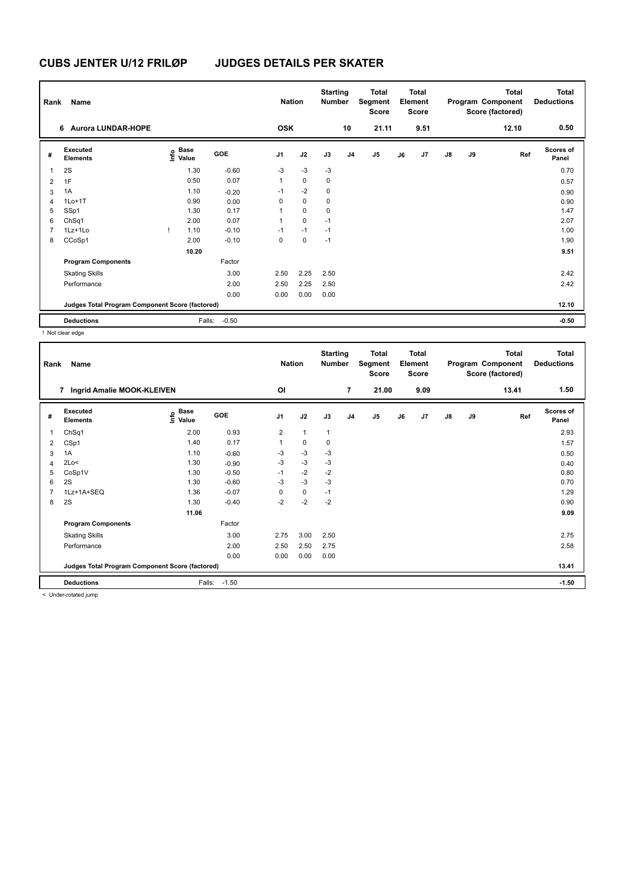# CUBS JENTER U/12 FRILØP JUDGES DETAILS PER SKATER

| Rank | Name | Nation | Starting Number | Total Segment Score | Total Element Score | Total Program Component Score (factored) | Total Deductions |
|---|---|---|---|---|---|---|---|
| 6 | Aurora LUNDAR-HOPE | OSK | 10 | 21.11 | 9.51 | 12.10 | 0.50 |

| # | Executed Elements | Info | Base Value | GOE | J1 | J2 | J3 | J4 | J5 | J6 | J7 | J8 | J9 | Ref | Scores of Panel |
|---|---|---|---|---|---|---|---|---|---|---|---|---|---|---|---|
| 1 | 2S | | 1.30 | -0.60 | -3 | -3 | -3 | | | | | | | | 0.70 |
| 2 | 1F | | 0.50 | 0.07 | 1 | 0 | 0 | | | | | | | | 0.57 |
| 3 | 1A | | 1.10 | -0.20 | -1 | -2 | 0 | | | | | | | | 0.90 |
| 4 | 1Lo+1T | | 0.90 | 0.00 | 0 | 0 | 0 | | | | | | | | 0.90 |
| 5 | SSp1 | | 1.30 | 0.17 | 1 | 0 | 0 | | | | | | | | 1.47 |
| 6 | ChSq1 | | 2.00 | 0.07 | 1 | 0 | -1 | | | | | | | | 2.07 |
| 7 | 1Lz+1Lo | ! | 1.10 | -0.10 | -1 | -1 | -1 | | | | | | | | 1.00 |
| 8 | CCoSp1 | | 2.00 | -0.10 | 0 | 0 | -1 | | | | | | | | 1.90 |
| | | | 10.20 | | | | | | | | | | | | 9.51 |
| | **Program Components** | | | Factor | | | | | | | | | | | |
| | Skating Skills | | | 3.00 | 2.50 | 2.25 | 2.50 | | | | | | | | 2.42 |
| | Performance | | | 2.00 | 2.50 | 2.25 | 2.50 | | | | | | | | 2.42 |
| | | | | 0.00 | 0.00 | 0.00 | 0.00 | | | | | | | | |
| | **Judges Total Program Component Score (factored)** | | | | | | | | | | | | | | 12.10 |
| | **Deductions** | | Falls: | -0.50 | | | | | | | | | | | -0.50 |

! Not clear edge

| Rank | Name | Nation | Starting Number | Total Segment Score | Total Element Score | Total Program Component Score (factored) | Total Deductions |
|---|---|---|---|---|---|---|---|
| 7 | Ingrid Amalie MOOK-KLEIVEN | OI | 7 | 21.00 | 9.09 | 13.41 | 1.50 |

| # | Executed Elements | Info | Base Value | GOE | J1 | J2 | J3 | J4 | J5 | J6 | J7 | J8 | J9 | Ref | Scores of Panel |
|---|---|---|---|---|---|---|---|---|---|---|---|---|---|---|---|
| 1 | ChSq1 | | 2.00 | 0.93 | 2 | 1 | 1 | | | | | | | | 2.93 |
| 2 | CSp1 | | 1.40 | 0.17 | 1 | 0 | 0 | | | | | | | | 1.57 |
| 3 | 1A | | 1.10 | -0.60 | -3 | -3 | -3 | | | | | | | | 0.50 |
| 4 | 2Lo< | | 1.30 | -0.90 | -3 | -3 | -3 | | | | | | | | 0.40 |
| 5 | CoSp1V | | 1.30 | -0.50 | -1 | -2 | -2 | | | | | | | | 0.80 |
| 6 | 2S | | 1.30 | -0.60 | -3 | -3 | -3 | | | | | | | | 0.70 |
| 7 | 1Lz+1A+SEQ | | 1.36 | -0.07 | 0 | 0 | -1 | | | | | | | | 1.29 |
| 8 | 2S | | 1.30 | -0.40 | -2 | -2 | -2 | | | | | | | | 0.90 |
| | | | 11.06 | | | | | | | | | | | | 9.09 |
| | **Program Components** | | | Factor | | | | | | | | | | | |
| | Skating Skills | | | 3.00 | 2.75 | 3.00 | 2.50 | | | | | | | | 2.75 |
| | Performance | | | 2.00 | 2.50 | 2.50 | 2.75 | | | | | | | | 2.58 |
| | | | | 0.00 | 0.00 | 0.00 | 0.00 | | | | | | | | |
| | **Judges Total Program Component Score (factored)** | | | | | | | | | | | | | | 13.41 |
| | **Deductions** | | Falls: | -1.50 | | | | | | | | | | | -1.50 |

< Under-rotated jump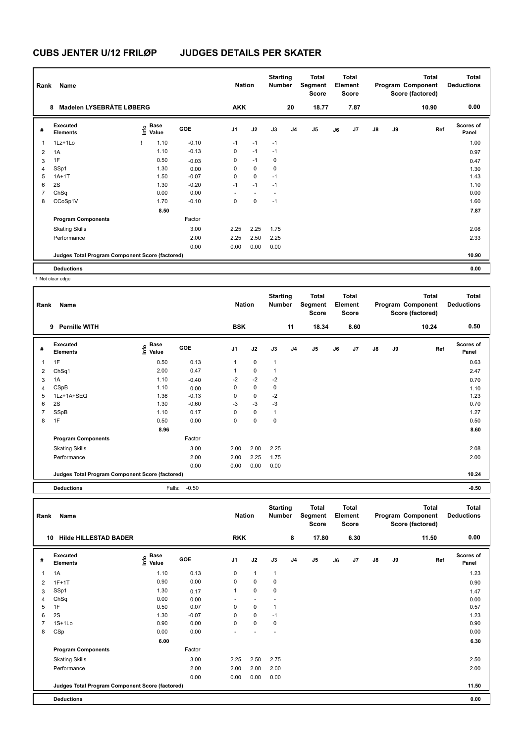# CUBS JENTER U/12 FRILØP JUDGES DETAILS PER SKATER

| Rank | Name | Nation | Starting Number | Total Segment Score | Total Element Score | Total Program Component Score (factored) | Total Deductions |
|---|---|---|---|---|---|---|---|
| 8 | Madelen LYSEBRÅTE LØBERG | AKK | 20 | 18.77 | 7.87 | 10.90 | 0.00 |

| # | Executed Elements | Info | Base Value | GOE | J1 | J2 | J3 | J4 | J5 | J6 | J7 | J8 | J9 | Ref | Scores of Panel |
|---|---|---|---|---|---|---|---|---|---|---|---|---|---|---|---|
| 1 | 1Lz+1Lo | ! | 1.10 | -0.10 | -1 | -1 | -1 | | | | | | | | 1.00 |
| 2 | 1A | | 1.10 | -0.13 | 0 | -1 | -1 | | | | | | | | 0.97 |
| 3 | 1F | | 0.50 | -0.03 | 0 | -1 | 0 | | | | | | | | 0.47 |
| 4 | SSp1 | | 1.30 | 0.00 | 0 | 0 | 0 | | | | | | | | 1.30 |
| 5 | 1A+1T | | 1.50 | -0.07 | 0 | 0 | -1 | | | | | | | | 1.43 |
| 6 | 2S | | 1.30 | -0.20 | -1 | -1 | -1 | | | | | | | | 1.10 |
| 7 | ChSq | | 0.00 | 0.00 | - | - | - | | | | | | | | 0.00 |
| 8 | CCoSp1V | | 1.70 | -0.10 | 0 | 0 | -1 | | | | | | | | 1.60 |
| | | | 8.50 | | | | | | | | | | | | 7.87 |
| | **Program Components** | | | Factor | | | | | | | | | | | |
| | Skating Skills | | | 3.00 | 2.25 | 2.25 | 1.75 | | | | | | | | 2.08 |
| | Performance | | | 2.00 | 2.25 | 2.50 | 2.25 | | | | | | | | 2.33 |
| | | | | 0.00 | 0.00 | 0.00 | 0.00 | | | | | | | | |
| | **Judges Total Program Component Score (factored)** | | | | | | | | | | | | | | 10.90 |
| | **Deductions** | | | | | | | | | | | | | | 0.00 |

! Not clear edge

| Rank | Name | Nation | Starting Number | Total Segment Score | Total Element Score | Total Program Component Score (factored) | Total Deductions |
|---|---|---|---|---|---|---|---|
| 9 | Pernille WITH | BSK | 11 | 18.34 | 8.60 | 10.24 | 0.50 |

| # | Executed Elements | Info | Base Value | GOE | J1 | J2 | J3 | J4 | J5 | J6 | J7 | J8 | J9 | Ref | Scores of Panel |
|---|---|---|---|---|---|---|---|---|---|---|---|---|---|---|---|
| 1 | 1F | | 0.50 | 0.13 | 1 | 0 | 1 | | | | | | | | 0.63 |
| 2 | ChSq1 | | 2.00 | 0.47 | 1 | 0 | 1 | | | | | | | | 2.47 |
| 3 | 1A | | 1.10 | -0.40 | -2 | -2 | -2 | | | | | | | | 0.70 |
| 4 | CSpB | | 1.10 | 0.00 | 0 | 0 | 0 | | | | | | | | 1.10 |
| 5 | 1Lz+1A+SEQ | | 1.36 | -0.13 | 0 | 0 | -2 | | | | | | | | 1.23 |
| 6 | 2S | | 1.30 | -0.60 | -3 | -3 | -3 | | | | | | | | 0.70 |
| 7 | SSpB | | 1.10 | 0.17 | 0 | 0 | 1 | | | | | | | | 1.27 |
| 8 | 1F | | 0.50 | 0.00 | 0 | 0 | 0 | | | | | | | | 0.50 |
| | | | 8.96 | | | | | | | | | | | | 8.60 |
| | **Program Components** | | | Factor | | | | | | | | | | | |
| | Skating Skills | | | 3.00 | 2.00 | 2.00 | 2.25 | | | | | | | | 2.08 |
| | Performance | | | 2.00 | 2.00 | 2.25 | 1.75 | | | | | | | | 2.00 |
| | | | | 0.00 | 0.00 | 0.00 | 0.00 | | | | | | | | |
| | **Judges Total Program Component Score (factored)** | | | | | | | | | | | | | | 10.24 |
| | **Deductions** | | Falls: | -0.50 | | | | | | | | | | | -0.50 |

| Rank | Name | Nation | Starting Number | Total Segment Score | Total Element Score | Total Program Component Score (factored) | Total Deductions |
|---|---|---|---|---|---|---|---|
| 10 | Hilde HILLESTAD BADER | RKK | 8 | 17.80 | 6.30 | 11.50 | 0.00 |

| # | Executed Elements | Info | Base Value | GOE | J1 | J2 | J3 | J4 | J5 | J6 | J7 | J8 | J9 | Ref | Scores of Panel |
|---|---|---|---|---|---|---|---|---|---|---|---|---|---|---|---|
| 1 | 1A | | 1.10 | 0.13 | 0 | 1 | 1 | | | | | | | | 1.23 |
| 2 | 1F+1T | | 0.90 | 0.00 | 0 | 0 | 0 | | | | | | | | 0.90 |
| 3 | SSp1 | | 1.30 | 0.17 | 1 | 0 | 0 | | | | | | | | 1.47 |
| 4 | ChSq | | 0.00 | 0.00 | - | - | - | | | | | | | | 0.00 |
| 5 | 1F | | 0.50 | 0.07 | 0 | 0 | 1 | | | | | | | | 0.57 |
| 6 | 2S | | 1.30 | -0.07 | 0 | 0 | -1 | | | | | | | | 1.23 |
| 7 | 1S+1Lo | | 0.90 | 0.00 | 0 | 0 | 0 | | | | | | | | 0.90 |
| 8 | CSp | | 0.00 | 0.00 | - | - | - | | | | | | | | 0.00 |
| | | | 6.00 | | | | | | | | | | | | 6.30 |
| | **Program Components** | | | Factor | | | | | | | | | | | |
| | Skating Skills | | | 3.00 | 2.25 | 2.50 | 2.75 | | | | | | | | 2.50 |
| | Performance | | | 2.00 | 2.00 | 2.00 | 2.00 | | | | | | | | 2.00 |
| | | | | 0.00 | 0.00 | 0.00 | 0.00 | | | | | | | | |
| | **Judges Total Program Component Score (factored)** | | | | | | | | | | | | | | 11.50 |
| | **Deductions** | | | | | | | | | | | | | | 0.00 |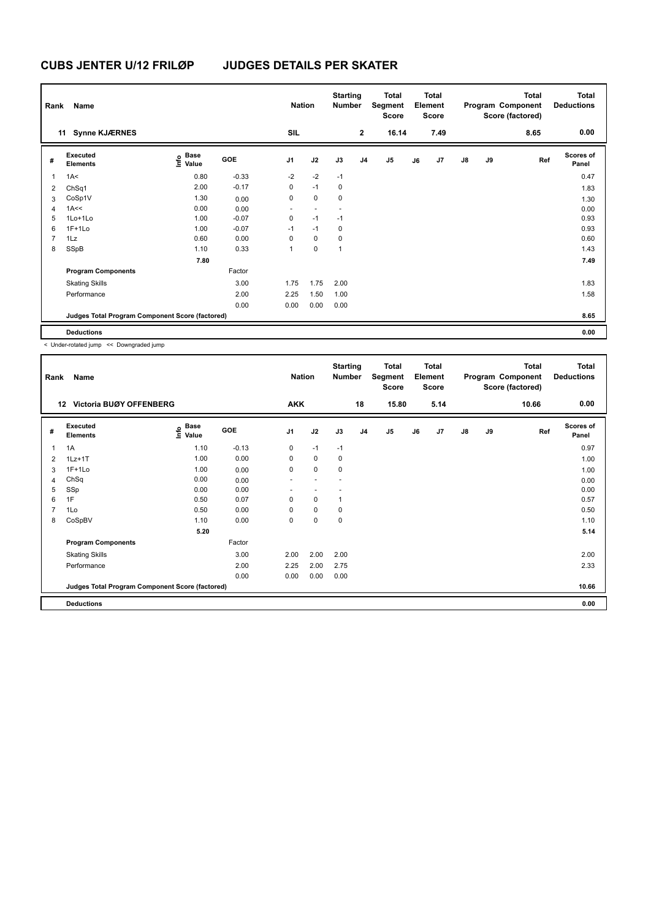# CUBS JENTER U/12 FRILØP JUDGES DETAILS PER SKATER

| Rank | Name | | Nation | Starting Number | Total Segment Score | Total Element Score | Total Program Component Score (factored) | Total Deductions |
|---|---|---|---|---|---|---|---|---|
| 11 | Synne KJÆRNES | | SIL | 2 | 16.14 | 7.49 | 8.65 | 0.00 |

| # | Executed Elements | Info | Base Value | GOE | J1 | J2 | J3 | J4 | J5 | J6 | J7 | J8 | J9 | Ref | Scores of Panel |
|---|---|---|---|---|---|---|---|---|---|---|---|---|---|---|---|
| 1 | 1A< | | 0.80 | -0.33 | -2 | -2 | -1 | | | | | | | | 0.47 |
| 2 | ChSq1 | | 2.00 | -0.17 | 0 | -1 | 0 | | | | | | | | 1.83 |
| 3 | CoSp1V | | 1.30 | 0.00 | 0 | 0 | 0 | | | | | | | | 1.30 |
| 4 | 1A<< | | 0.00 | 0.00 | - | - | - | | | | | | | | 0.00 |
| 5 | 1Lo+1Lo | | 1.00 | -0.07 | 0 | -1 | -1 | | | | | | | | 0.93 |
| 6 | 1F+1Lo | | 1.00 | -0.07 | -1 | -1 | 0 | | | | | | | | 0.93 |
| 7 | 1Lz | | 0.60 | 0.00 | 0 | 0 | 0 | | | | | | | | 0.60 |
| 8 | SSpB | | 1.10 | 0.33 | 1 | 0 | 1 | | | | | | | | 1.43 |
| | | | 7.80 | | | | | | | | | | | | 7.49 |
| | **Program Components** | | | Factor | | | | | | | | | | | |
| | Skating Skills | | | 3.00 | 1.75 | 1.75 | 2.00 | | | | | | | | 1.83 |
| | Performance | | | 2.00 | 2.25 | 1.50 | 1.00 | | | | | | | | 1.58 |
| | | | | 0.00 | 0.00 | 0.00 | 0.00 | | | | | | | | |
| | **Judges Total Program Component Score (factored)** | | | | | | | | | | | | | | 8.65 |
| | **Deductions** | | | | | | | | | | | | | | 0.00 |

< Under-rotated jump << Downgraded jump

| Rank | Name | | Nation | Starting Number | Total Segment Score | Total Element Score | Total Program Component Score (factored) | Total Deductions |
|---|---|---|---|---|---|---|---|---|
| 12 | Victoria BUØY OFFENBERG | | AKK | 18 | 15.80 | 5.14 | 10.66 | 0.00 |

| # | Executed Elements | Info | Base Value | GOE | J1 | J2 | J3 | J4 | J5 | J6 | J7 | J8 | J9 | Ref | Scores of Panel |
|---|---|---|---|---|---|---|---|---|---|---|---|---|---|---|---|
| 1 | 1A | | 1.10 | -0.13 | 0 | -1 | -1 | | | | | | | | 0.97 |
| 2 | 1Lz+1T | | 1.00 | 0.00 | 0 | 0 | 0 | | | | | | | | 1.00 |
| 3 | 1F+1Lo | | 1.00 | 0.00 | 0 | 0 | 0 | | | | | | | | 1.00 |
| 4 | ChSq | | 0.00 | 0.00 | - | - | - | | | | | | | | 0.00 |
| 5 | SSp | | 0.00 | 0.00 | - | - | - | | | | | | | | 0.00 |
| 6 | 1F | | 0.50 | 0.07 | 0 | 0 | 1 | | | | | | | | 0.57 |
| 7 | 1Lo | | 0.50 | 0.00 | 0 | 0 | 0 | | | | | | | | 0.50 |
| 8 | CoSpBV | | 1.10 | 0.00 | 0 | 0 | 0 | | | | | | | | 1.10 |
| | | | 5.20 | | | | | | | | | | | | 5.14 |
| | **Program Components** | | | Factor | | | | | | | | | | | |
| | Skating Skills | | | 3.00 | 2.00 | 2.00 | 2.00 | | | | | | | | 2.00 |
| | Performance | | | 2.00 | 2.25 | 2.00 | 2.75 | | | | | | | | 2.33 |
| | | | | 0.00 | 0.00 | 0.00 | 0.00 | | | | | | | | |
| | **Judges Total Program Component Score (factored)** | | | | | | | | | | | | | | 10.66 |
| | **Deductions** | | | | | | | | | | | | | | 0.00 |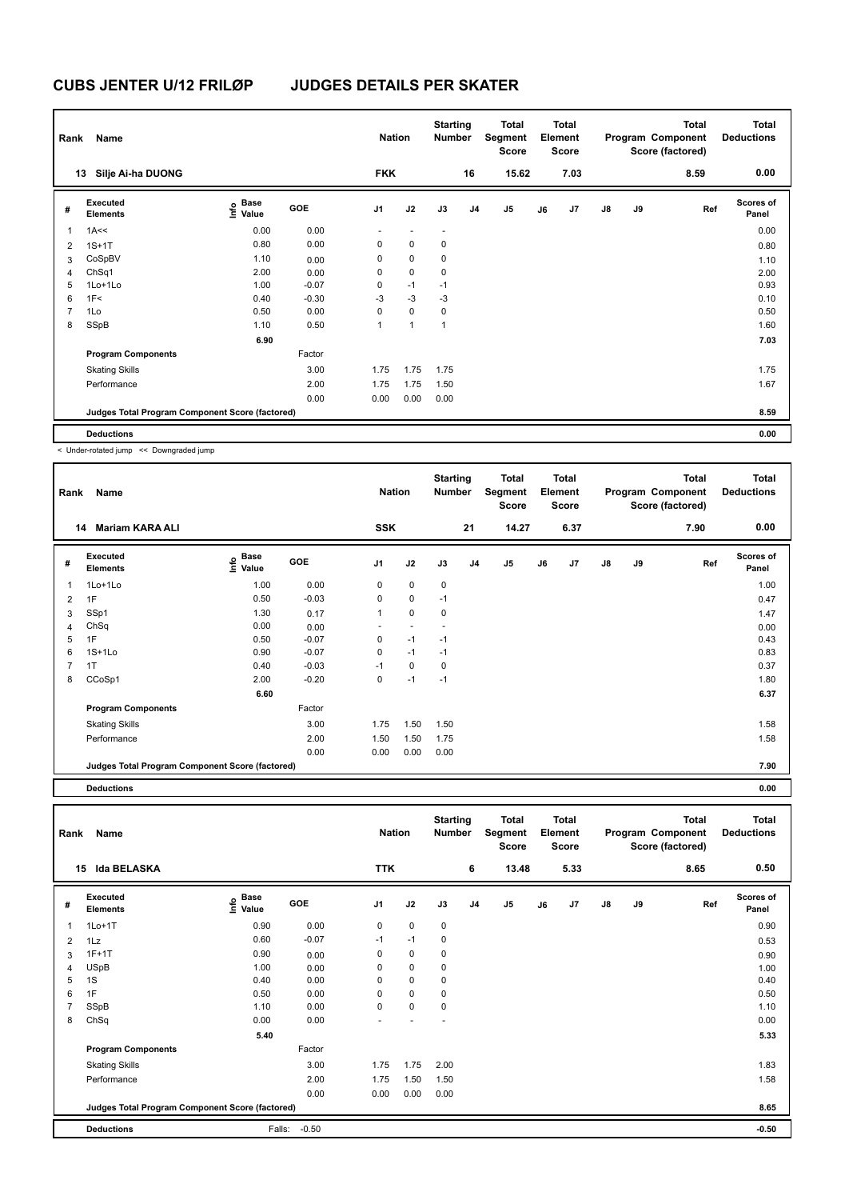# CUBS JENTER U/12 FRILØP JUDGES DETAILS PER SKATER

| Rank | Name | | | Nation | | Starting Number | | Total Segment Score | | Total Element Score | | | Total Program Component Score (factored) | Total Deductions |
|---|---|---|---|---|---|---|---|---|---|---|---|---|---|---|
| 13 | Silje Ai-ha DUONG | | | FKK | | 16 | | 15.62 | | 7.03 | | | 8.59 | 0.00 |

| # | Executed Elements | Info | Base Value | GOE | J1 | J2 | J3 | J4 | J5 | J6 | J7 | J8 | J9 | Ref | Scores of Panel |
|---|---|---|---|---|---|---|---|---|---|---|---|---|---|---|---|
| 1 | 1A<< | | 0.00 | 0.00 | - | - | - | | | | | | | | 0.00 |
| 2 | 1S+1T | | 0.80 | 0.00 | 0 | 0 | 0 | | | | | | | | 0.80 |
| 3 | CoSpBV | | 1.10 | 0.00 | 0 | 0 | 0 | | | | | | | | 1.10 |
| 4 | ChSq1 | | 2.00 | 0.00 | 0 | 0 | 0 | | | | | | | | 2.00 |
| 5 | 1Lo+1Lo | | 1.00 | -0.07 | 0 | -1 | -1 | | | | | | | | 0.93 |
| 6 | 1F< | | 0.40 | -0.30 | -3 | -3 | -3 | | | | | | | | 0.10 |
| 7 | 1Lo | | 0.50 | 0.00 | 0 | 0 | 0 | | | | | | | | 0.50 |
| 8 | SSpB | | 1.10 | 0.50 | 1 | 1 | 1 | | | | | | | | 1.60 |
| | | | 6.90 | | | | | | | | | | | | 7.03 |
| | Program Components | | | Factor | | | | | | | | | | | |
| | Skating Skills | | | 3.00 | 1.75 | 1.75 | 1.75 | | | | | | | | 1.75 |
| | Performance | | | 2.00 | 1.75 | 1.75 | 1.50 | | | | | | | | 1.67 |
| | | | | 0.00 | 0.00 | 0.00 | 0.00 | | | | | | | | |
| | Judges Total Program Component Score (factored) | | | | | | | | | | | | | | 8.59 |
| | Deductions | | | | | | | | | | | | | | 0.00 |

< Under-rotated jump << Downgraded jump

| Rank | Name | | | Nation | | Starting Number | | Total Segment Score | | Total Element Score | | | Total Program Component Score (factored) | Total Deductions |
|---|---|---|---|---|---|---|---|---|---|---|---|---|---|---|
| 14 | Mariam KARA ALI | | | SSK | | 21 | | 14.27 | | 6.37 | | | 7.90 | 0.00 |

| # | Executed Elements | Info | Base Value | GOE | J1 | J2 | J3 | J4 | J5 | J6 | J7 | J8 | J9 | Ref | Scores of Panel |
|---|---|---|---|---|---|---|---|---|---|---|---|---|---|---|---|
| 1 | 1Lo+1Lo | | 1.00 | 0.00 | 0 | 0 | 0 | | | | | | | | 1.00 |
| 2 | 1F | | 0.50 | -0.03 | 0 | 0 | -1 | | | | | | | | 0.47 |
| 3 | SSp1 | | 1.30 | 0.17 | 1 | 0 | 0 | | | | | | | | 1.47 |
| 4 | ChSq | | 0.00 | 0.00 | - | - | - | | | | | | | | 0.00 |
| 5 | 1F | | 0.50 | -0.07 | 0 | -1 | -1 | | | | | | | | 0.43 |
| 6 | 1S+1Lo | | 0.90 | -0.07 | 0 | -1 | -1 | | | | | | | | 0.83 |
| 7 | 1T | | 0.40 | -0.03 | -1 | 0 | 0 | | | | | | | | 0.37 |
| 8 | CCoSp1 | | 2.00 | -0.20 | 0 | -1 | -1 | | | | | | | | 1.80 |
| | | | 6.60 | | | | | | | | | | | | 6.37 |
| | Program Components | | | Factor | | | | | | | | | | | |
| | Skating Skills | | | 3.00 | 1.75 | 1.50 | 1.50 | | | | | | | | 1.58 |
| | Performance | | | 2.00 | 1.50 | 1.50 | 1.75 | | | | | | | | 1.58 |
| | | | | 0.00 | 0.00 | 0.00 | 0.00 | | | | | | | | |
| | Judges Total Program Component Score (factored) | | | | | | | | | | | | | | 7.90 |
| | Deductions | | | | | | | | | | | | | | 0.00 |

| Rank | Name | | | Nation | | Starting Number | | Total Segment Score | | Total Element Score | | | Total Program Component Score (factored) | Total Deductions |
|---|---|---|---|---|---|---|---|---|---|---|---|---|---|---|
| 15 | Ida BELASKA | | | TTK | | 6 | | 13.48 | | 5.33 | | | 8.65 | 0.50 |

| # | Executed Elements | Info | Base Value | GOE | J1 | J2 | J3 | J4 | J5 | J6 | J7 | J8 | J9 | Ref | Scores of Panel |
|---|---|---|---|---|---|---|---|---|---|---|---|---|---|---|---|
| 1 | 1Lo+1T | | 0.90 | 0.00 | 0 | 0 | 0 | | | | | | | | 0.90 |
| 2 | 1Lz | | 0.60 | -0.07 | -1 | -1 | 0 | | | | | | | | 0.53 |
| 3 | 1F+1T | | 0.90 | 0.00 | 0 | 0 | 0 | | | | | | | | 0.90 |
| 4 | USpB | | 1.00 | 0.00 | 0 | 0 | 0 | | | | | | | | 1.00 |
| 5 | 1S | | 0.40 | 0.00 | 0 | 0 | 0 | | | | | | | | 0.40 |
| 6 | 1F | | 0.50 | 0.00 | 0 | 0 | 0 | | | | | | | | 0.50 |
| 7 | SSpB | | 1.10 | 0.00 | 0 | 0 | 0 | | | | | | | | 1.10 |
| 8 | ChSq | | 0.00 | 0.00 | - | - | - | | | | | | | | 0.00 |
| | | | 5.40 | | | | | | | | | | | | 5.33 |
| | Program Components | | | Factor | | | | | | | | | | | |
| | Skating Skills | | | 3.00 | 1.75 | 1.75 | 2.00 | | | | | | | | 1.83 |
| | Performance | | | 2.00 | 1.75 | 1.50 | 1.50 | | | | | | | | 1.58 |
| | | | | 0.00 | 0.00 | 0.00 | 0.00 | | | | | | | | |
| | Judges Total Program Component Score (factored) | | | | | | | | | | | | | | 8.65 |
| | Deductions | | Falls: | -0.50 | | | | | | | | | | | -0.50 |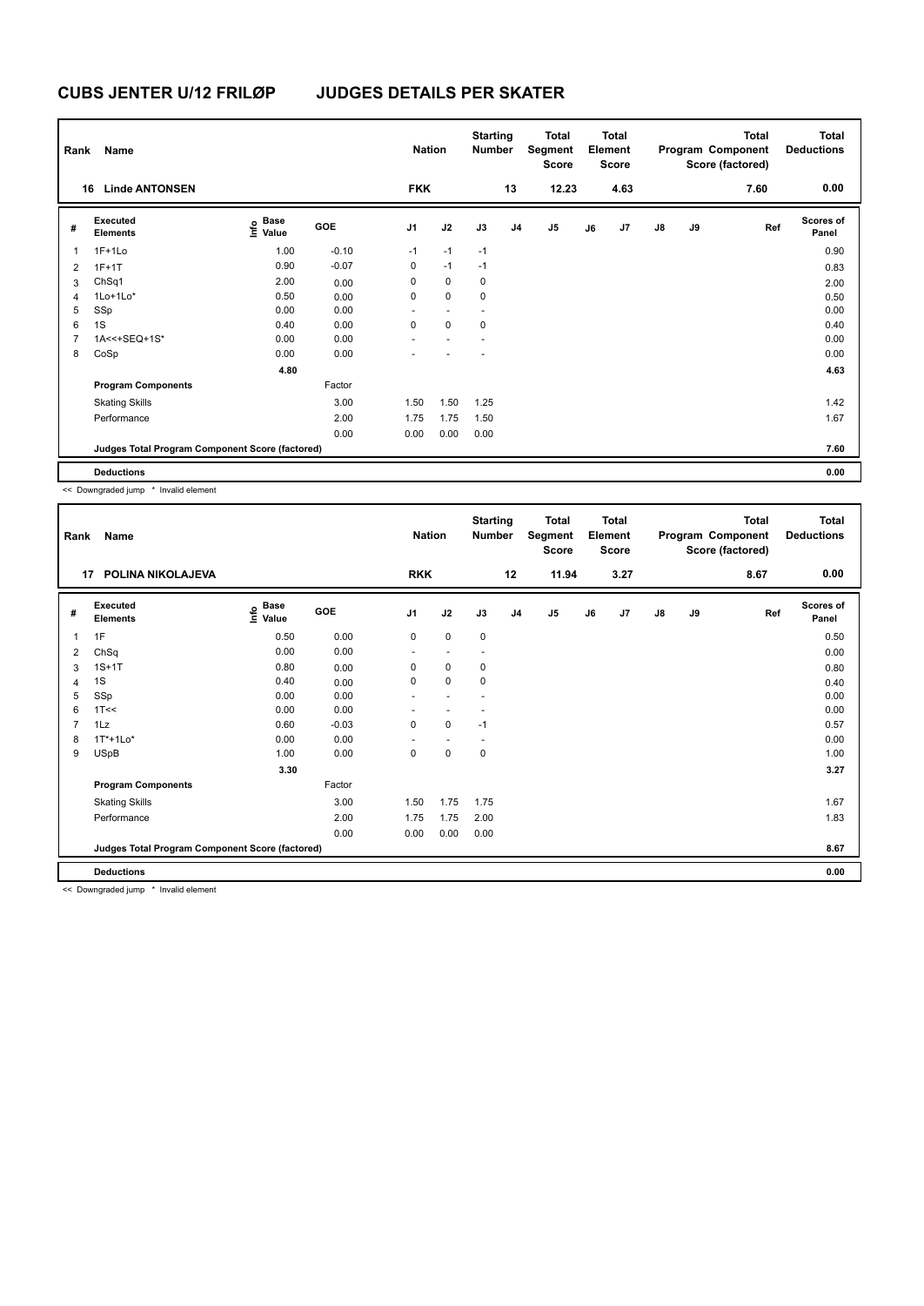# CUBS JENTER U/12 FRILØP JUDGES DETAILS PER SKATER

| Rank | Name | Nation | Starting Number | Total Segment Score | Total Element Score | Total Program Component Score (factored) | Total Deductions |
|---|---|---|---|---|---|---|---|
| 16 | Linde ANTONSEN | FKK | 13 | 12.23 | 4.63 | 7.60 | 0.00 |

| # | Executed Elements | Info | Base Value | GOE | J1 | J2 | J3 | J4 | J5 | J6 | J7 | J8 | J9 | Ref | Scores of Panel |
|---|---|---|---|---|---|---|---|---|---|---|---|---|---|---|---|
| 1 | 1F+1Lo | | 1.00 | -0.10 | -1 | -1 | -1 | | | | | | | | 0.90 |
| 2 | 1F+1T | | 0.90 | -0.07 | 0 | -1 | -1 | | | | | | | | 0.83 |
| 3 | ChSq1 | | 2.00 | 0.00 | 0 | 0 | 0 | | | | | | | | 2.00 |
| 4 | 1Lo+1Lo* | | 0.50 | 0.00 | 0 | 0 | 0 | | | | | | | | 0.50 |
| 5 | SSp | | 0.00 | 0.00 | - | - | - | | | | | | | | 0.00 |
| 6 | 1S | | 0.40 | 0.00 | 0 | 0 | 0 | | | | | | | | 0.40 |
| 7 | 1A<<+SEQ+1S* | | 0.00 | 0.00 | - | - | - | | | | | | | | 0.00 |
| 8 | CoSp | | 0.00 | 0.00 | - | - | - | | | | | | | | 0.00 |
| | | | 4.80 | | | | | | | | | | | | 4.63 |
| | **Program Components** | | | Factor | | | | | | | | | | | |
| | Skating Skills | | | 3.00 | 1.50 | 1.50 | 1.25 | | | | | | | | 1.42 |
| | Performance | | | 2.00 | 1.75 | 1.75 | 1.50 | | | | | | | | 1.67 |
| | | | | 0.00 | 0.00 | 0.00 | 0.00 | | | | | | | | |
| | **Judges Total Program Component Score (factored)** | | | | | | | | | | | | | | 7.60 |
| | **Deductions** | | | | | | | | | | | | | | 0.00 |

<< Downgraded jump * Invalid element

| Rank | Name | Nation | Starting Number | Total Segment Score | Total Element Score | Total Program Component Score (factored) | Total Deductions |
|---|---|---|---|---|---|---|---|
| 17 | POLINA NIKOLAJEVA | RKK | 12 | 11.94 | 3.27 | 8.67 | 0.00 |

| # | Executed Elements | Info | Base Value | GOE | J1 | J2 | J3 | J4 | J5 | J6 | J7 | J8 | J9 | Ref | Scores of Panel |
|---|---|---|---|---|---|---|---|---|---|---|---|---|---|---|---|
| 1 | 1F | | 0.50 | 0.00 | 0 | 0 | 0 | | | | | | | | 0.50 |
| 2 | ChSq | | 0.00 | 0.00 | - | - | - | | | | | | | | 0.00 |
| 3 | 1S+1T | | 0.80 | 0.00 | 0 | 0 | 0 | | | | | | | | 0.80 |
| 4 | 1S | | 0.40 | 0.00 | 0 | 0 | 0 | | | | | | | | 0.40 |
| 5 | SSp | | 0.00 | 0.00 | - | - | - | | | | | | | | 0.00 |
| 6 | 1T<< | | 0.00 | 0.00 | - | - | - | | | | | | | | 0.00 |
| 7 | 1Lz | | 0.60 | -0.03 | 0 | 0 | -1 | | | | | | | | 0.57 |
| 8 | 1T*+1Lo* | | 0.00 | 0.00 | - | - | - | | | | | | | | 0.00 |
| 9 | USpB | | 1.00 | 0.00 | 0 | 0 | 0 | | | | | | | | 1.00 |
| | | | 3.30 | | | | | | | | | | | | 3.27 |
| | **Program Components** | | | Factor | | | | | | | | | | | |
| | Skating Skills | | | 3.00 | 1.50 | 1.75 | 1.75 | | | | | | | | 1.67 |
| | Performance | | | 2.00 | 1.75 | 1.75 | 2.00 | | | | | | | | 1.83 |
| | | | | 0.00 | 0.00 | 0.00 | 0.00 | | | | | | | | |
| | **Judges Total Program Component Score (factored)** | | | | | | | | | | | | | | 8.67 |
| | **Deductions** | | | | | | | | | | | | | | 0.00 |

<< Downgraded jump * Invalid element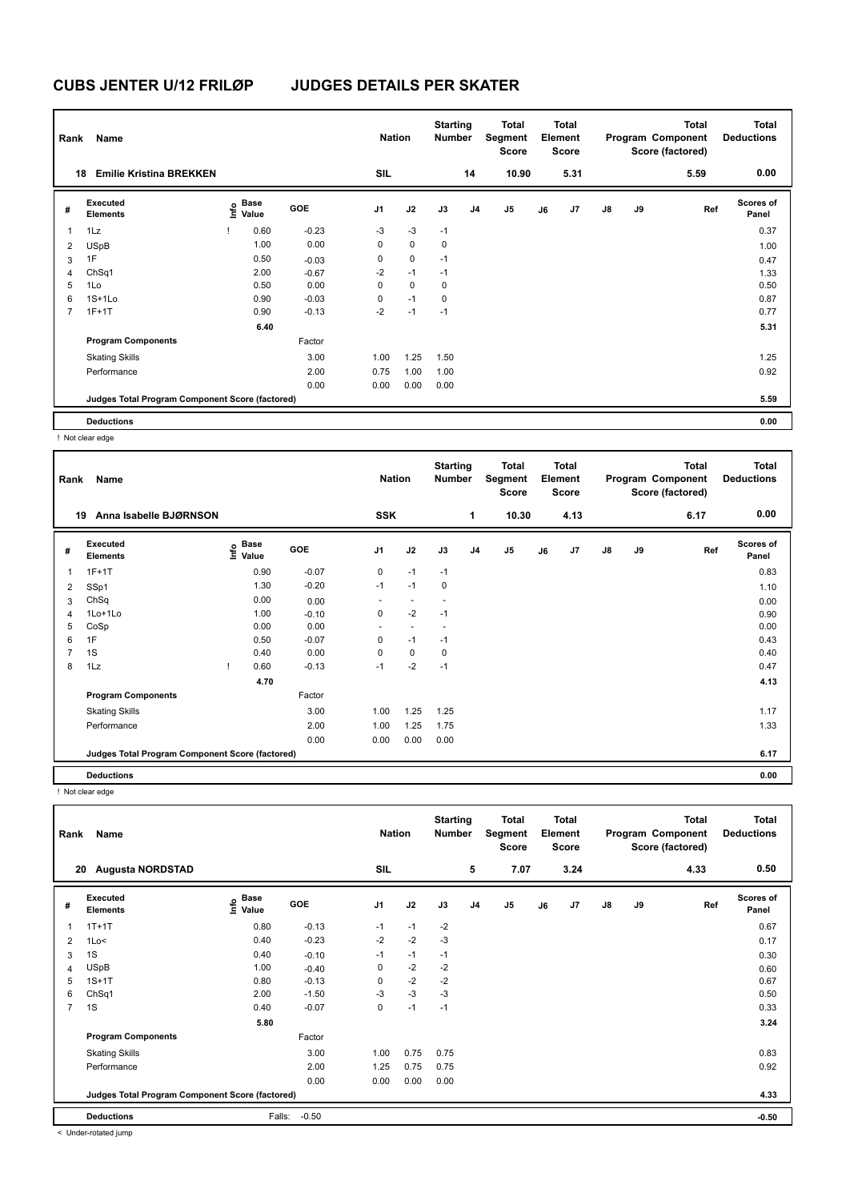# CUBS JENTER U/12 FRILØP JUDGES DETAILS PER SKATER

| Rank | Name | Nation | Starting Number | Total Segment Score | Total Element Score | Total Program Component Score (factored) | Total Deductions |
|---|---|---|---|---|---|---|---|
| 18 | Emilie Kristina BREKKEN | SIL | 14 | 10.90 | 5.31 | 5.59 | 0.00 |

| # | Executed Elements | Info | Base Value | GOE | J1 | J2 | J3 | J4 | J5 | J6 | J7 | J8 | J9 | Ref | Scores of Panel |
|---|---|---|---|---|---|---|---|---|---|---|---|---|---|---|---|
| 1 | 1Lz | ! | 0.60 | -0.23 | -3 | -3 | -1 | | | | | | | | 0.37 |
| 2 | USpB | | 1.00 | 0.00 | 0 | 0 | 0 | | | | | | | | 1.00 |
| 3 | 1F | | 0.50 | -0.03 | 0 | 0 | -1 | | | | | | | | 0.47 |
| 4 | ChSq1 | | 2.00 | -0.67 | -2 | -1 | -1 | | | | | | | | 1.33 |
| 5 | 1Lo | | 0.50 | 0.00 | 0 | 0 | 0 | | | | | | | | 0.50 |
| 6 | 1S+1Lo | | 0.90 | -0.03 | 0 | -1 | 0 | | | | | | | | 0.87 |
| 7 | 1F+1T | | 0.90 | -0.13 | -2 | -1 | -1 | | | | | | | | 0.77 |
| | | | 6.40 | | | | | | | | | | | | 5.31 |
| | Program Components | | | Factor | | | | | | | | | | | |
| | Skating Skills | | | 3.00 | 1.00 | 1.25 | 1.50 | | | | | | | | 1.25 |
| | Performance | | | 2.00 | 0.75 | 1.00 | 1.00 | | | | | | | | 0.92 |
| | | | | 0.00 | 0.00 | 0.00 | 0.00 | | | | | | | | |
| | Judges Total Program Component Score (factored) | | | | | | | | | | | | | | 5.59 |
| | Deductions | | | | | | | | | | | | | | 0.00 |

! Not clear edge

| Rank | Name | Nation | Starting Number | Total Segment Score | Total Element Score | Total Program Component Score (factored) | Total Deductions |
|---|---|---|---|---|---|---|---|
| 19 | Anna Isabelle BJØRNSON | SSK | 1 | 10.30 | 4.13 | 6.17 | 0.00 |

| # | Executed Elements | Info | Base Value | GOE | J1 | J2 | J3 | J4 | J5 | J6 | J7 | J8 | J9 | Ref | Scores of Panel |
|---|---|---|---|---|---|---|---|---|---|---|---|---|---|---|---|
| 1 | 1F+1T | | 0.90 | -0.07 | 0 | -1 | -1 | | | | | | | | 0.83 |
| 2 | SSp1 | | 1.30 | -0.20 | -1 | -1 | 0 | | | | | | | | 1.10 |
| 3 | ChSq | | 0.00 | 0.00 | - | - | - | | | | | | | | 0.00 |
| 4 | 1Lo+1Lo | | 1.00 | -0.10 | 0 | -2 | -1 | | | | | | | | 0.90 |
| 5 | CoSp | | 0.00 | 0.00 | - | - | - | | | | | | | | 0.00 |
| 6 | 1F | | 0.50 | -0.07 | 0 | -1 | -1 | | | | | | | | 0.43 |
| 7 | 1S | | 0.40 | 0.00 | 0 | 0 | 0 | | | | | | | | 0.40 |
| 8 | 1Lz | ! | 0.60 | -0.13 | -1 | -2 | -1 | | | | | | | | 0.47 |
| | | | 4.70 | | | | | | | | | | | | 4.13 |
| | Program Components | | | Factor | | | | | | | | | | | |
| | Skating Skills | | | 3.00 | 1.00 | 1.25 | 1.25 | | | | | | | | 1.17 |
| | Performance | | | 2.00 | 1.00 | 1.25 | 1.75 | | | | | | | | 1.33 |
| | | | | 0.00 | 0.00 | 0.00 | 0.00 | | | | | | | | |
| | Judges Total Program Component Score (factored) | | | | | | | | | | | | | | 6.17 |
| | Deductions | | | | | | | | | | | | | | 0.00 |

! Not clear edge

| Rank | Name | Nation | Starting Number | Total Segment Score | Total Element Score | Total Program Component Score (factored) | Total Deductions |
|---|---|---|---|---|---|---|---|
| 20 | Augusta NORDSTAD | SIL | 5 | 7.07 | 3.24 | 4.33 | 0.50 |

| # | Executed Elements | Info | Base Value | GOE | J1 | J2 | J3 | J4 | J5 | J6 | J7 | J8 | J9 | Ref | Scores of Panel |
|---|---|---|---|---|---|---|---|---|---|---|---|---|---|---|---|
| 1 | 1T+1T | | 0.80 | -0.13 | -1 | -1 | -2 | | | | | | | | 0.67 |
| 2 | 1Lo< | | 0.40 | -0.23 | -2 | -2 | -3 | | | | | | | | 0.17 |
| 3 | 1S | | 0.40 | -0.10 | -1 | -1 | -1 | | | | | | | | 0.30 |
| 4 | USpB | | 1.00 | -0.40 | 0 | -2 | -2 | | | | | | | | 0.60 |
| 5 | 1S+1T | | 0.80 | -0.13 | 0 | -2 | -2 | | | | | | | | 0.67 |
| 6 | ChSq1 | | 2.00 | -1.50 | -3 | -3 | -3 | | | | | | | | 0.50 |
| 7 | 1S | | 0.40 | -0.07 | 0 | -1 | -1 | | | | | | | | 0.33 |
| | | | 5.80 | | | | | | | | | | | | 3.24 |
| | Program Components | | | Factor | | | | | | | | | | | |
| | Skating Skills | | | 3.00 | 1.00 | 0.75 | 0.75 | | | | | | | | 0.83 |
| | Performance | | | 2.00 | 1.25 | 0.75 | 0.75 | | | | | | | | 0.92 |
| | | | | 0.00 | 0.00 | 0.00 | 0.00 | | | | | | | | |
| | Judges Total Program Component Score (factored) | | | | | | | | | | | | | | 4.33 |
| | Deductions | | Falls: | -0.50 | | | | | | | | | | | -0.50 |

< Under-rotated jump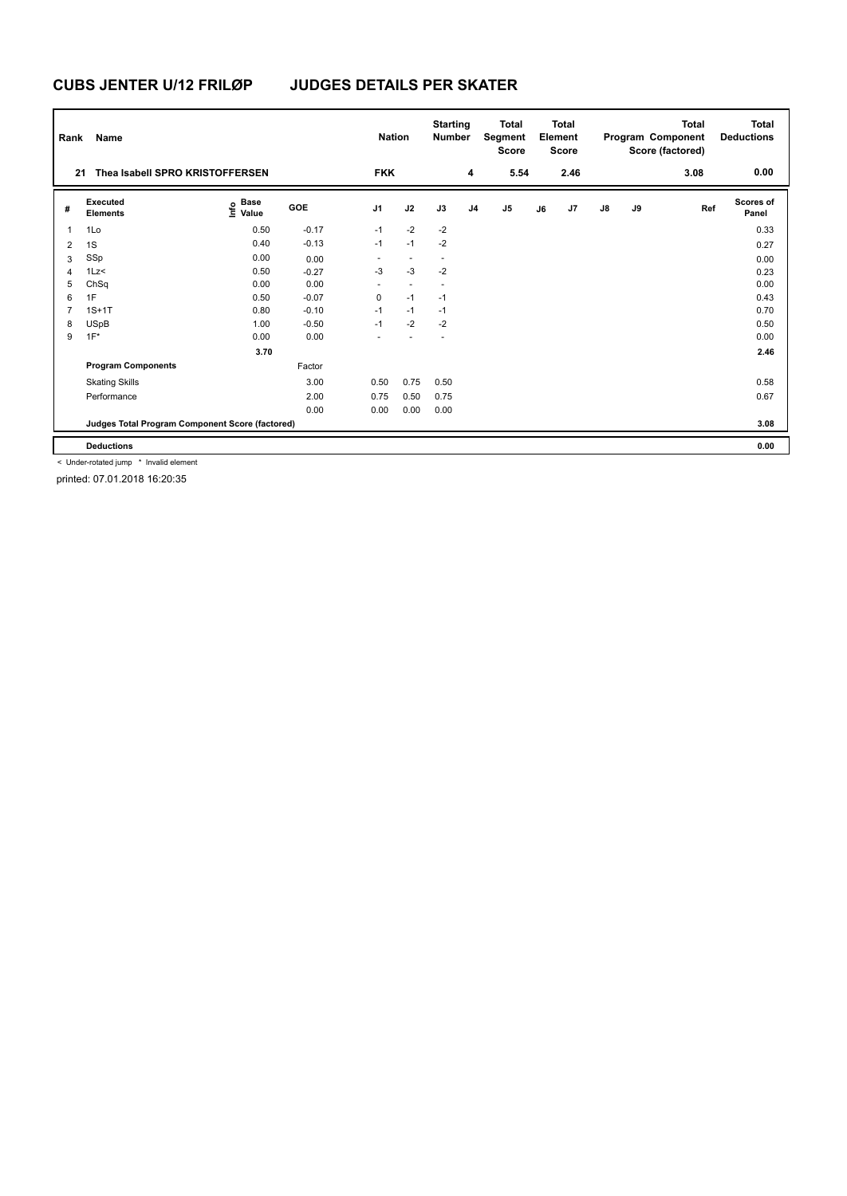# CUBS JENTER U/12 FRILØP JUDGES DETAILS PER SKATER

| Rank | Name | Nation | Starting Number | Total Segment Score | Total Element Score | Total Program Component Score (factored) | Total Deductions |
|---|---|---|---|---|---|---|---|
| 21 | Thea Isabell SPRO KRISTOFFERSEN | FKK | 4 | 5.54 | 2.46 | 3.08 | 0.00 |

| # | Executed Elements | Info | Base Value | GOE | J1 | J2 | J3 | J4 | J5 | J6 | J7 | J8 | J9 | Ref | Scores of Panel |
|---|---|---|---|---|---|---|---|---|---|---|---|---|---|---|---|
| 1 | 1Lo | | 0.50 | -0.17 | -1 | -2 | -2 | | | | | | | | 0.33 |
| 2 | 1S | | 0.40 | -0.13 | -1 | -1 | -2 | | | | | | | | 0.27 |
| 3 | SSp | | 0.00 | 0.00 | - | - | - | | | | | | | | 0.00 |
| 4 | 1Lz< | | 0.50 | -0.27 | -3 | -3 | -2 | | | | | | | | 0.23 |
| 5 | ChSq | | 0.00 | 0.00 | - | - | - | | | | | | | | 0.00 |
| 6 | 1F | | 0.50 | -0.07 | 0 | -1 | -1 | | | | | | | | 0.43 |
| 7 | 1S+1T | | 0.80 | -0.10 | -1 | -1 | -1 | | | | | | | | 0.70 |
| 8 | USpB | | 1.00 | -0.50 | -1 | -2 | -2 | | | | | | | | 0.50 |
| 9 | 1F* | | 0.00 | 0.00 | - | - | - | | | | | | | | 0.00 |
| | | | 3.70 | | | | | | | | | | | | 2.46 |
| | **Program Components** | | | Factor | | | | | | | | | | | |
| | Skating Skills | | | 3.00 | 0.50 | 0.75 | 0.50 | | | | | | | | 0.58 |
| | Performance | | | 2.00 | 0.75 | 0.50 | 0.75 | | | | | | | | 0.67 |
| | | | | 0.00 | 0.00 | 0.00 | 0.00 | | | | | | | | |
| | **Judges Total Program Component Score (factored)** | | | | | | | | | | | | | | 3.08 |
| | **Deductions** | | | | | | | | | | | | | | 0.00 |

< Under-rotated jump * Invalid element

printed: 07.01.2018 16:20:35